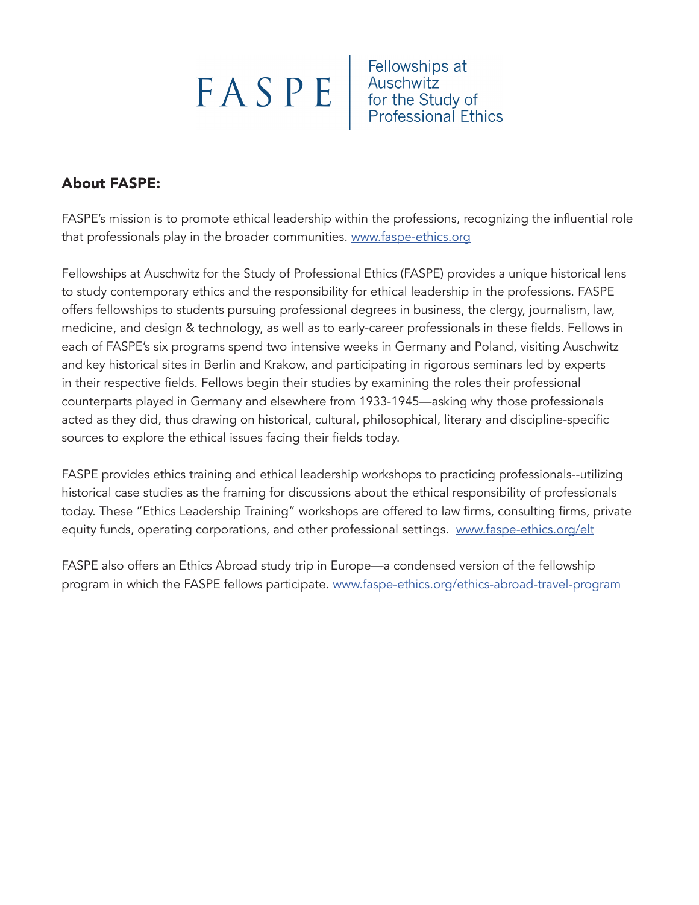# FASPE | Fellowships at Auschwitz for the Study of Professional Ethics

## About FASPE:

FASPE's mission is to promote ethical leadership within the professions, recognizing the influential role that professionals play in the broader communities. www.faspe-ethics.org

Fellowships at Auschwitz for the Study of Professional Ethics (FASPE) provides a unique historical lens to study contemporary ethics and the responsibility for ethical leadership in the professions. FASPE offers fellowships to students pursuing professional degrees in business, the clergy, journalism, law, medicine, and design & technology, as well as to early-career professionals in these fields. Fellows in each of FASPE's six programs spend two intensive weeks in Germany and Poland, visiting Auschwitz and key historical sites in Berlin and Krakow, and participating in rigorous seminars led by experts in their respective fields. Fellows begin their studies by examining the roles their professional counterparts played in Germany and elsewhere from 1933-1945—asking why those professionals acted as they did, thus drawing on historical, cultural, philosophical, literary and discipline-specific sources to explore the ethical issues facing their fields today.

FASPE provides ethics training and ethical leadership workshops to practicing professionals--utilizing historical case studies as the framing for discussions about the ethical responsibility of professionals today. These "Ethics Leadership Training" workshops are offered to law firms, consulting firms, private equity funds, operating corporations, and other professional settings. www.faspe-ethics.org/elt

FASPE also offers an Ethics Abroad study trip in Europe—a condensed version of the fellowship program in which the FASPE fellows participate. www.faspe-ethics.org/ethics-abroad-travel-program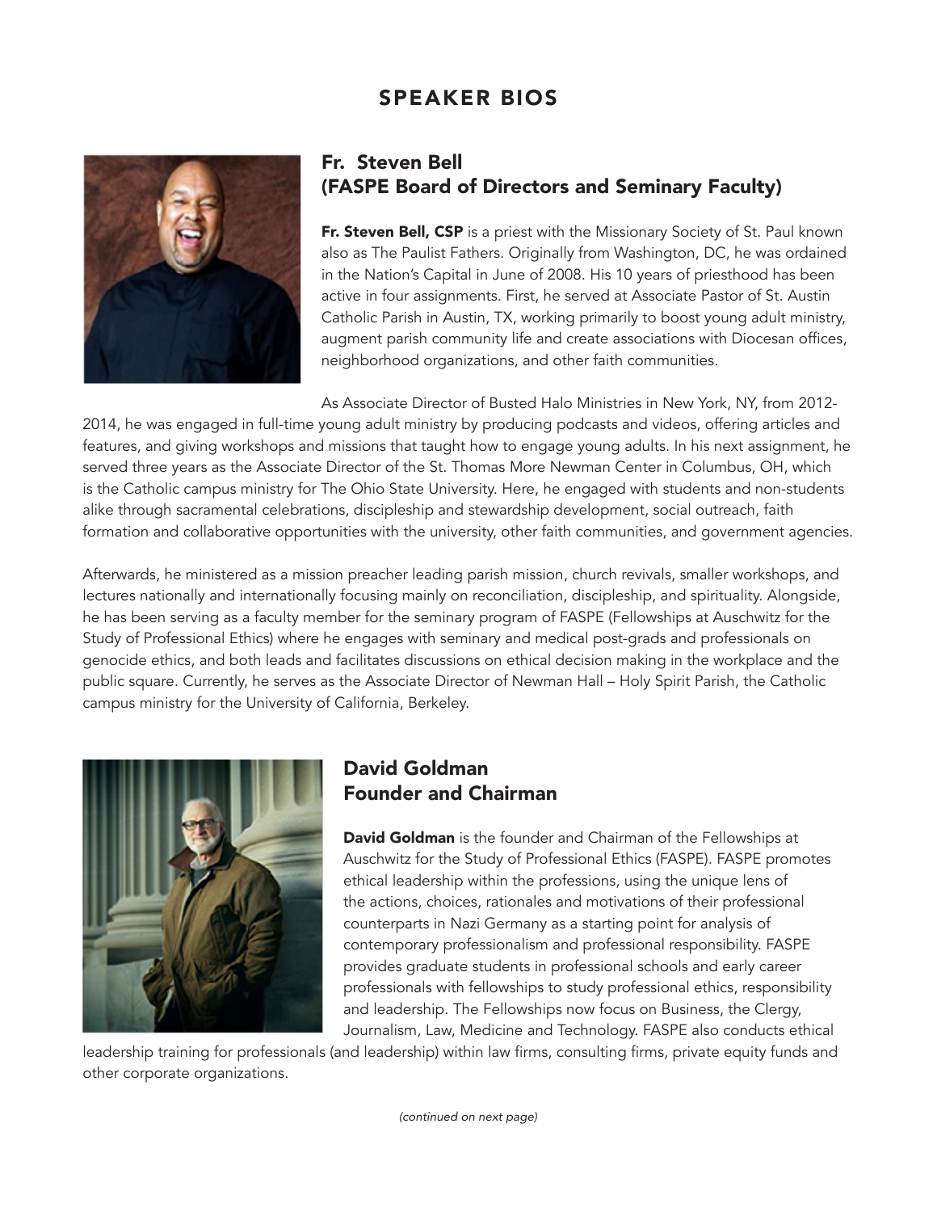# SPEAKER BIOS

## Fr. Steven Bell (FASPE Board of Directors and Seminary Faculty)

**Fr. Steven Bell, CSP** is a priest with the Missionary Society of St. Paul known also as The Paulist Fathers. Originally from Washington, DC, he was ordained in the Nation's Capital in June of 2008. His 10 years of priesthood has been active in four assignments. First, he served at Associate Pastor of St. Austin Catholic Parish in Austin, TX, working primarily to boost young adult ministry, augment parish community life and create associations with Diocesan offices, neighborhood organizations, and other faith communities.

As Associate Director of Busted Halo Ministries in New York, NY, from 2012-2014, he was engaged in full-time young adult ministry by producing podcasts and videos, offering articles and features, and giving workshops and missions that taught how to engage young adults. In his next assignment, he served three years as the Associate Director of the St. Thomas More Newman Center in Columbus, OH, which is the Catholic campus ministry for The Ohio State University. Here, he engaged with students and non-students alike through sacramental celebrations, discipleship and stewardship development, social outreach, faith formation and collaborative opportunities with the university, other faith communities, and government agencies.

Afterwards, he ministered as a mission preacher leading parish mission, church revivals, smaller workshops, and lectures nationally and internationally focusing mainly on reconciliation, discipleship, and spirituality. Alongside, he has been serving as a faculty member for the seminary program of FASPE (Fellowships at Auschwitz for the Study of Professional Ethics) where he engages with seminary and medical post-grads and professionals on genocide ethics, and both leads and facilitates discussions on ethical decision making in the workplace and the public square. Currently, he serves as the Associate Director of Newman Hall – Holy Spirit Parish, the Catholic campus ministry for the University of California, Berkeley.

## David Goldman Founder and Chairman

**David Goldman** is the founder and Chairman of the Fellowships at Auschwitz for the Study of Professional Ethics (FASPE). FASPE promotes ethical leadership within the professions, using the unique lens of the actions, choices, rationales and motivations of their professional counterparts in Nazi Germany as a starting point for analysis of contemporary professionalism and professional responsibility. FASPE provides graduate students in professional schools and early career professionals with fellowships to study professional ethics, responsibility and leadership. The Fellowships now focus on Business, the Clergy, Journalism, Law, Medicine and Technology. FASPE also conducts ethical leadership training for professionals (and leadership) within law firms, consulting firms, private equity funds and other corporate organizations.

*(continued on next page)*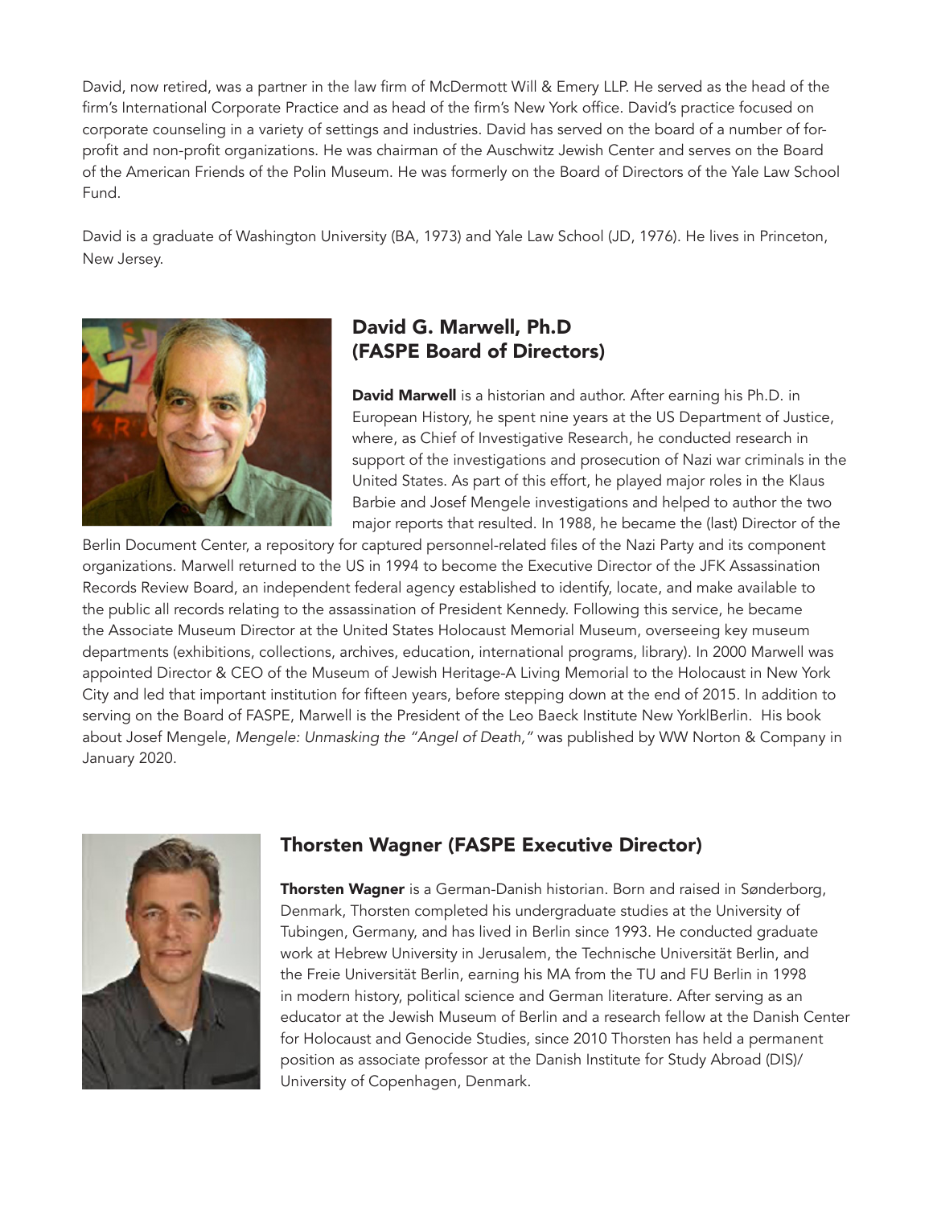David, now retired, was a partner in the law firm of McDermott Will & Emery LLP. He served as the head of the firm's International Corporate Practice and as head of the firm's New York office. David's practice focused on corporate counseling in a variety of settings and industries. David has served on the board of a number of for-profit and non-profit organizations. He was chairman of the Auschwitz Jewish Center and serves on the Board of the American Friends of the Polin Museum. He was formerly on the Board of Directors of the Yale Law School Fund.

David is a graduate of Washington University (BA, 1973) and Yale Law School (JD, 1976). He lives in Princeton, New Jersey.

## David G. Marwell, Ph.D (FASPE Board of Directors)

**David Marwell** is a historian and author. After earning his Ph.D. in European History, he spent nine years at the US Department of Justice, where, as Chief of Investigative Research, he conducted research in support of the investigations and prosecution of Nazi war criminals in the United States. As part of this effort, he played major roles in the Klaus Barbie and Josef Mengele investigations and helped to author the two major reports that resulted. In 1988, he became the (last) Director of the Berlin Document Center, a repository for captured personnel-related files of the Nazi Party and its component organizations. Marwell returned to the US in 1994 to become the Executive Director of the JFK Assassination Records Review Board, an independent federal agency established to identify, locate, and make available to the public all records relating to the assassination of President Kennedy. Following this service, he became the Associate Museum Director at the United States Holocaust Memorial Museum, overseeing key museum departments (exhibitions, collections, archives, education, international programs, library). In 2000 Marwell was appointed Director & CEO of the Museum of Jewish Heritage-A Living Memorial to the Holocaust in New York City and led that important institution for fifteen years, before stepping down at the end of 2015. In addition to serving on the Board of FASPE, Marwell is the President of the Leo Baeck Institute New York|Berlin. His book about Josef Mengele, *Mengele: Unmasking the "Angel of Death,"* was published by WW Norton & Company in January 2020.

## Thorsten Wagner (FASPE Executive Director)

**Thorsten Wagner** is a German-Danish historian. Born and raised in Sønderborg, Denmark, Thorsten completed his undergraduate studies at the University of Tubingen, Germany, and has lived in Berlin since 1993. He conducted graduate work at Hebrew University in Jerusalem, the Technische Universität Berlin, and the Freie Universität Berlin, earning his MA from the TU and FU Berlin in 1998 in modern history, political science and German literature. After serving as an educator at the Jewish Museum of Berlin and a research fellow at the Danish Center for Holocaust and Genocide Studies, since 2010 Thorsten has held a permanent position as associate professor at the Danish Institute for Study Abroad (DIS)/ University of Copenhagen, Denmark.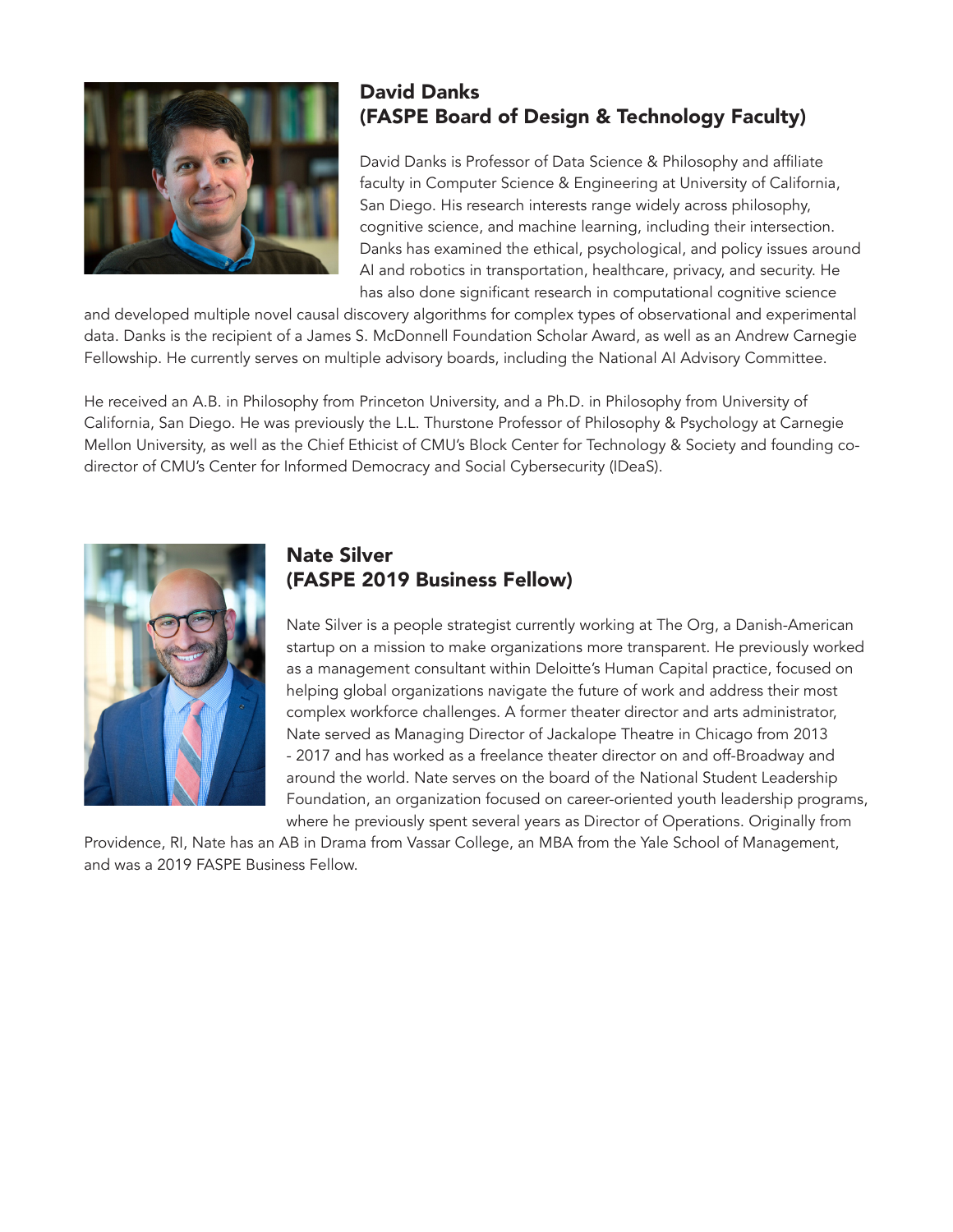## David Danks
## (FASPE Board of Design & Technology Faculty)

David Danks is Professor of Data Science & Philosophy and affiliate faculty in Computer Science & Engineering at University of California, San Diego. His research interests range widely across philosophy, cognitive science, and machine learning, including their intersection. Danks has examined the ethical, psychological, and policy issues around AI and robotics in transportation, healthcare, privacy, and security. He has also done significant research in computational cognitive science and developed multiple novel causal discovery algorithms for complex types of observational and experimental data. Danks is the recipient of a James S. McDonnell Foundation Scholar Award, as well as an Andrew Carnegie Fellowship. He currently serves on multiple advisory boards, including the National AI Advisory Committee.

He received an A.B. in Philosophy from Princeton University, and a Ph.D. in Philosophy from University of California, San Diego. He was previously the L.L. Thurstone Professor of Philosophy & Psychology at Carnegie Mellon University, as well as the Chief Ethicist of CMU's Block Center for Technology & Society and founding co-director of CMU's Center for Informed Democracy and Social Cybersecurity (IDeaS).

## Nate Silver
## (FASPE 2019 Business Fellow)

Nate Silver is a people strategist currently working at The Org, a Danish-American startup on a mission to make organizations more transparent. He previously worked as a management consultant within Deloitte's Human Capital practice, focused on helping global organizations navigate the future of work and address their most complex workforce challenges. A former theater director and arts administrator, Nate served as Managing Director of Jackalope Theatre in Chicago from 2013 - 2017 and has worked as a freelance theater director on and off-Broadway and around the world. Nate serves on the board of the National Student Leadership Foundation, an organization focused on career-oriented youth leadership programs, where he previously spent several years as Director of Operations. Originally from Providence, RI, Nate has an AB in Drama from Vassar College, an MBA from the Yale School of Management, and was a 2019 FASPE Business Fellow.